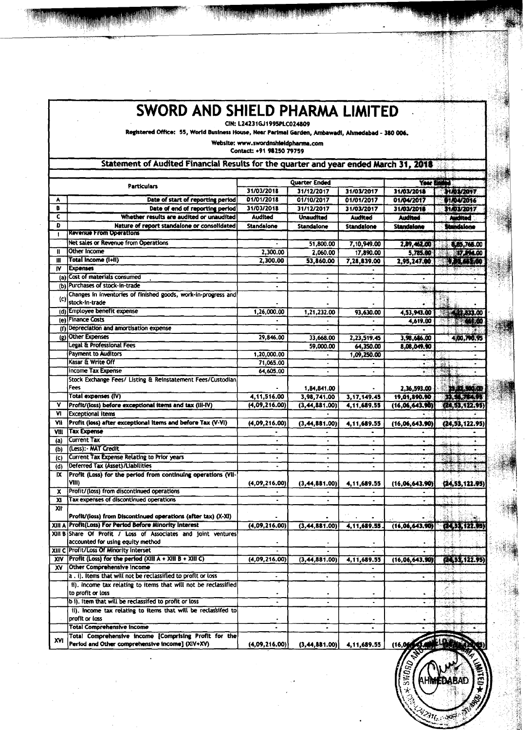# SWORD AND SHIELD PHARMA LIMITED

CIN: L24231GJ1995PLC024809

Registered Office: 55, World Business House, Near Parimal Garden, Ambawadi, Ahmedabad - 380 006.

Website: www.swordnshieldpharma.com

Contact: +91 98250 79759

## Statement of Audited Financial Results for the quarter and year ended March 31, 2018

| | Particulars | Quarter Ended | | | Year Ended | |
|---|---|---|---|---|---|---|
| | | 31/03/2018 | 31/12/2017 | 31/03/2017 | 31/03/2018 | 31/03/2017 |
| A | Date of start of reporting period | 01/01/2018 | 01/10/2017 | 01/01/2017 | 01/04/2017 | 01/04/2016 |
| B | Date of end of reporting period | 31/03/2018 | 31/12/2017 | 31/03/2017 | 31/03/2018 | 31/03/2017 |
| C | Whether results are audited or unaudited | Audited | Unaudited | Audited | Audited | Audited |
| D | Nature of report standalone or consolidated | Standalone | Standalone | Standalone | Standalone | Standalone |
| I | Revenue From Operations | | | | | |
| | Net sales or Revenue from Operations | - | 51,800.00 | 7,10,949.00 | 2,89,462.00 | 8,85,768.00 |
| II | Other Income | 2,300.00 | 2,060.00 | 17,890.00 | 5,785.00 | 17,894.00 |
| III | Total Income (I+II) | 2,300.00 | 53,860.00 | 7,28,839.00 | 2,95,247.00 | |
| IV | Expenses | | | | | |
| (a) | Cost of materials consumed | - | - | - | - | - |
| (b) | Purchases of stock-in-trade | - | - | - | - | - |
| (c) | Changes in inventories of finished goods, work-in-progress and stock-in-trade | | | | - | - |
| (d) | Employee benefit expense | 1,26,000.00 | 1,21,232.00 | 93,630.00 | 4,53,943.00 | |
| (e) | Finance Costs | - | - | - | 4,619.00 | |
| (f) | Depreciation and amortisation expense | - | - | - | - | |
| (g) | Other Expenses | 29,846.00 | 33,668.00 | 2,23,519.45 | 3,98,686.00 | 4,00,790.95 |
| | Legal & Professional Fees | | 59,000.00 | 64,350.00 | 8,08,049.90 | |
| | Payment to Auditors | 1,20,000.00 | - | 1,09,250.00 | - | - |
| | Kasar & Write Off | 71,065.00 | - | - | - | - |
| | Income Tax Expense | 64,605.00 | - | - | - | - |
| | Stock Exchange Fees/ Listing & Reinstatement Fees/Custodian Fees | - | 1,84,841.00 | - | 2,36,593.00 | |
| | Total expenses (IV) | 4,11,516.00 | 3,98,741.00 | 3,17,149.45 | 19,01,890.90 | |
| V | Profit/(loss) before exceptional items and tax (III-IV) | (4,09,216.00) | (3,44,881.00) | 4,11,689.55 | (16,06,643.90) | (24,53,122.95) |
| VI | Exceptional items | - | - | - | - | - |
| VII | Profit (loss) after exceptional items and before Tax (V-VI) | (4,09,216.00) | (3,44,881.00) | 4,11,689.55 | (16,06,643.90) | (24,53,122.95) |
| VIII | Tax Expense | - | - | - | - | - |
| (a) | Current Tax | - | - | - | - | - |
| (b) | (Less):- MAT Credit | - | - | - | - | - |
| (c) | Current Tax Expense Relating to Prior years | - | - | - | - | - |
| (d) | Deferred Tax (Asset)/Liabilities | - | - | - | - | - |
| IX | Profit (Loss) for the period from continuing operations (VII-VIII) | (4,09,216.00) | (3,44,881.00) | 4,11,689.55 | (16,06,643.90) | (24,53,122.95) |
| X | Profit/(loss) from discontinued operations | - | - | - | - | |
| XI | Tax expenses of discontinued operations | - | - | - | - | |
| XII | Profit/(loss) from Discontinued operations (after tax) (X-XI) | - | - | - | - | - |
| XIII A | Profit(Loss) For Period Before Minority Interest | (4,09,216.00) | (3,44,881.00) | 4,11,689.55 | (16,06,643.90) | (24,53,122.95) |
| XIII B | Share Of Profit / Loss of Associates and joint ventures accounted for using equity method | - | - | - | - | |
| XIII C | Profit/Loss Of Minority Interset | - | - | - | - | |
| XIV | Profit (Loss) for the period (XIII A + XIII B + XIII C) | (4,09,216.00) | (3,44,881.00) | 4,11,689.55 | (16,06,643.90) | (24,53,122.95) |
| XV | Other Comprehensive Income | | | - | | |
| | a . i). Items that will not be reclassified to profit or loss | - | - | - | - | |
| | ii). Income tax relating to items that will not be reclassified to profit or loss | - | - | - | - | |
| | b i). Item that will be reclassifed to profit or loss | - | - | - | - | |
| | ii). Income tax relating to items that will be reclassifed to profit or loss | - | - | - | - | |
| | Total Comprehensive Income | - | - | - | - | - |
| XVI | Total Comprehensive Income [Comprising Profit for the Period and Other comprehensive income] (XIV+XV) | (4,09,216.00) | (3,44,881.00) | 4,11,689.55 | (16,06,643.90) | (24,53,122.95) |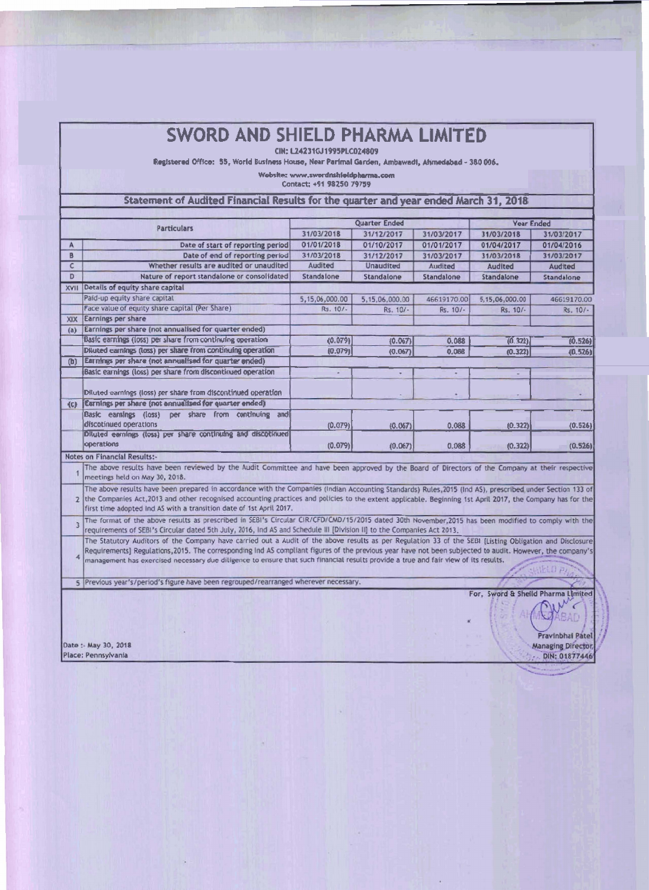# SWORD AND SHIELD PHARMA LIMITED

CIN: L24231GJ1995PLC024809

Registered Office: 55, World Business House, Near Parimal Garden, Ambawadi, Ahmedabad - 380 006.

Website: www.swordnshieldpharma.com
Contact: +91 98250 79759

## Statement of Audited Financial Results for the quarter and year ended March 31, 2018

| | Particulars | Quarter Ended | | | Year Ended | |
|---|---|---|---|---|---|---|
| | | 31/03/2018 | 31/12/2017 | 31/03/2017 | 31/03/2018 | 31/03/2017 |
| A | Date of start of reporting period | 01/01/2018 | 01/10/2017 | 01/01/2017 | 01/04/2017 | 01/04/2016 |
| B | Date of end of reporting period | 31/03/2018 | 31/12/2017 | 31/03/2017 | 31/03/2018 | 31/03/2017 |
| C | Whether results are audited or unaudited | Audited | Unaudited | Audited | Audited | Audited |
| D | Nature of report standalone or consolidated | Standalone | Standalone | Standalone | Standalone | Standalone |
| XVII | Details of equity share capital | | | | | |
| | Paid-up equity share capital | 5,15,06,000.00 | 5,15,06,000.00 | 46619170.00 | 5,15,06,000.00 | 46619170.00 |
| | Face value of equity share capital (Per Share) | Rs. 10/- | Rs. 10/- | Rs. 10/- | Rs. 10/- | Rs. 10/- |
| XIX | Earnings per share | | | | | |
| (a) | Earnings per share (not annualised for quarter ended) | | | | | |
| | Basic earnings (loss) per share from continuing operation | (0.079) | (0.067) | 0.088 | (0.322) | (0.526) |
| | Diluted earnings (loss) per share from continuing operation | (0.079) | (0.067) | 0.088 | (0.322) | (0.526) |
| (b) | Earnings per share (not annualised for quarter ended) | | | | | |
| | Basic earnings (loss) per share from discontinued operation | - | - | - | - | |
| | Diluted earnings (loss) per share from discontinued operation | | - | - | - | - |
| (c) | Earnings per share (not annualised for quarter ended) | | | | | |
| | Basic earnings (loss) per share from continuing and discotinued operations | (0.079) | (0.067) | 0.088 | (0.322) | (0.526) |
| | Diluted earnings (loss) per share continuing and discotinued operations | (0.079) | (0.067) | 0.088 | (0.322) | (0.526) |

**Notes on Financial Results:-**

1. The above results have been reviewed by the Audit Committee and have been approved by the Board of Directors of the Company at their respective meetings held on May 30, 2018.
2. The above results have been prepared in accordance with the Companies (Indian Accounting Standards) Rules,2015 (Ind AS), prescribed under Section 133 of the Companies Act,2013 and other recognised accounting practices and policies to the extent applicable. Beginning 1st April 2017, the Company has for the first time adopted Ind AS with a transition date of 1st April 2017.
3. The format of the above results as prescribed in SEBI's Circular CIR/CFD/CMD/15/2015 dated 30th November,2015 has been modified to comply with the requirements of SEBI's Circular dated 5th July, 2016, Ind AS and Schedule III [Division II] to the Companies Act 2013.
4. The Statutory Auditors of the Company have carried out a Audit of the above results as per Regulation 33 of the SEBI [Listing Obligation and Disclosure Requirements] Regulations,2015. The corresponding Ind AS compliant figures of the previous year have not been subjected to audit. However, the company's management has exercised necessary due diligence to ensure that such financial results provide a true and fair view of its results.
5. Previous year's/period's figure have been regrouped/rearranged wherever necessary.

For, Sword & Shield Pharma Limited

Pravinbhai Patel
Managing Director
DIN: 01877446

Date :- May 30, 2018
Place: Pennsylvania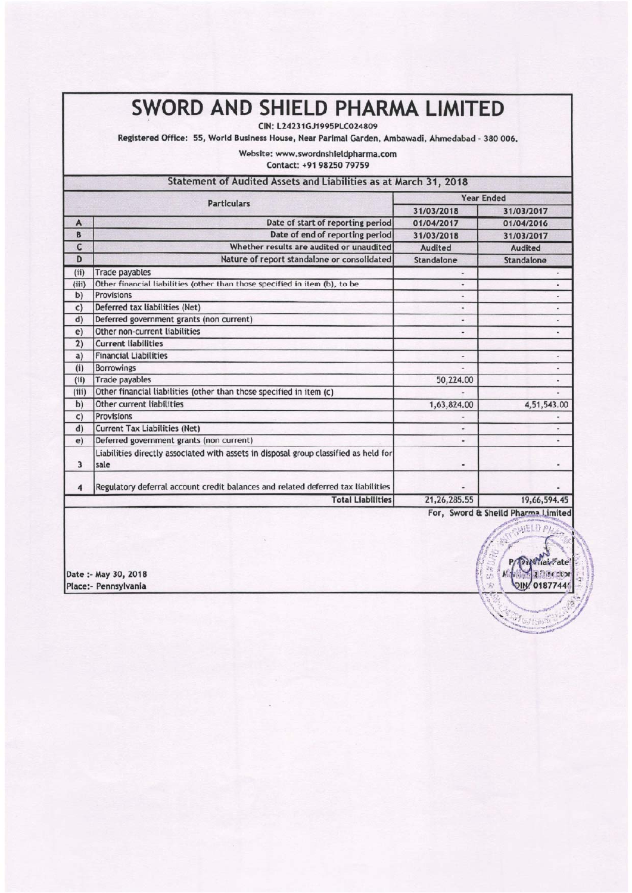# SWORD AND SHIELD PHARMA LIMITED

CIN: L24231GJ1995PLC024809

Registered Office: 55, World Business House, Near Parimal Garden, Ambawadi, Ahmedabad - 380 006.

Website: www.swordnshieldpharma.com

Contact: +91 98250 79759

## Statement of Audited Assets and Liabilities as at March 31, 2018

| | Particulars | Year Ended | |
|---|---|---|---|
| | | 31/03/2018 | 31/03/2017 |
| A | Date of start of reporting period | 01/04/2017 | 01/04/2016 |
| B | Date of end of reporting period | 31/03/2018 | 31/03/2017 |
| C | Whether results are audited or unaudited | Audited | Audited |
| D | Nature of report standalone or consolidated | Standalone | Standalone |
| (ii) | Trade payables | - | - |
| (iii) | Other financial liabilities (other than those specified in item (b), to be | - | - |
| b) | Provisions | - | - |
| c) | Deferred tax liabilities (Net) | - | - |
| d) | Deferred government grants (non current) | - | - |
| e) | Other non-current liabilities | - | - |
| 2) | Current liabilities | | |
| a) | Financial Liabilities | - | - |
| (i) | Borrowings | - | - |
| (ii) | Trade payables | 50,224.00 | - |
| (iii) | Other financial liabilities (other than those specified in item (c) | - | - |
| b) | Other current liabilities | 1,63,824.00 | 4,51,543.00 |
| c) | Provisions | - | - |
| d) | Current Tax Liabilities (Net) | - | - |
| e) | Deferred government grants (non current) | - | - |
| 3 | Liabilities directly associated with assets in disposal group classified as held for sale | - | - |
| 4 | Regulatory deferral account credit balances and related deferred tax liabilities | - | - |
| | Total Liabilities | 21,26,285.55 | 19,66,594.45 |

For, Sword & Sheild Pharma Limited

Pravinbhai Patel
Managing Director
DIN: 01877446

Date :- May 30, 2018

Place:- Pennsylvania